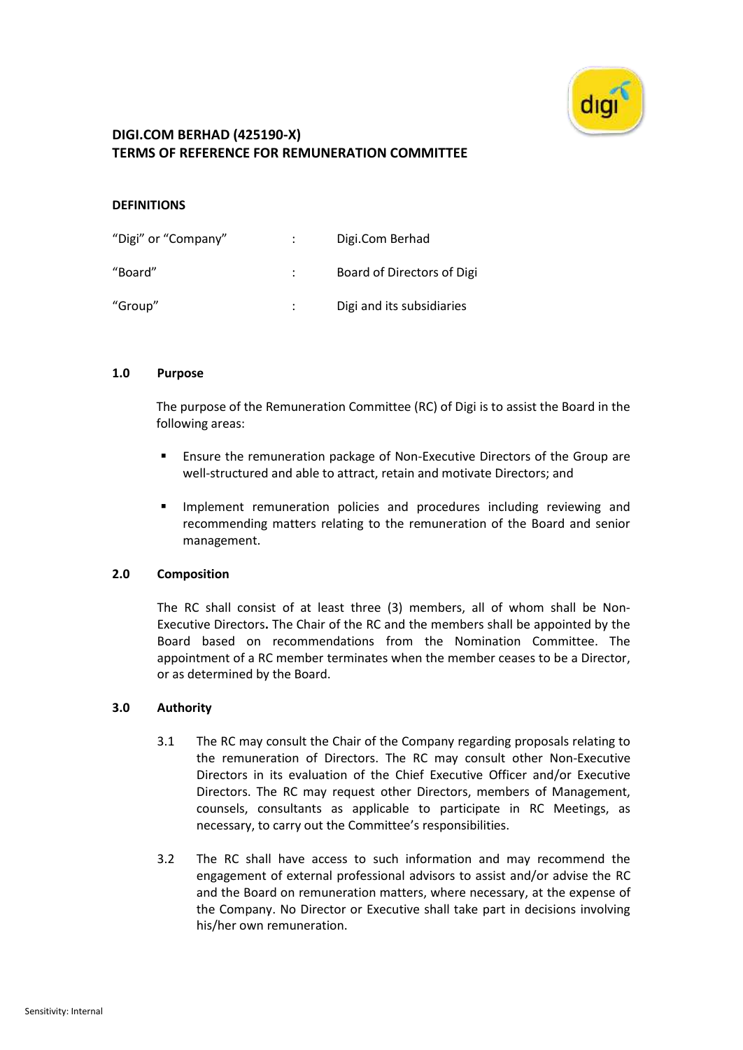**DIGI.COM BERHAD (425190-X)**
**TERMS OF REFERENCE FOR REMUNERATION COMMITTEE**

**DEFINITIONS**

| | | |
|---|---|---|
| "Digi" or "Company" | : | Digi.Com Berhad |
| "Board" | : | Board of Directors of Digi |
| "Group" | : | Digi and its subsidiaries |

## 1.0 Purpose

The purpose of the Remuneration Committee (RC) of Digi is to assist the Board in the following areas:

- Ensure the remuneration package of Non-Executive Directors of the Group are well-structured and able to attract, retain and motivate Directors; and
- Implement remuneration policies and procedures including reviewing and recommending matters relating to the remuneration of the Board and senior management.

## 2.0 Composition

The RC shall consist of at least three (3) members, all of whom shall be Non-Executive Directors**.** The Chair of the RC and the members shall be appointed by the Board based on recommendations from the Nomination Committee. The appointment of a RC member terminates when the member ceases to be a Director, or as determined by the Board.

## 3.0 Authority

3.1 The RC may consult the Chair of the Company regarding proposals relating to the remuneration of Directors. The RC may consult other Non-Executive Directors in its evaluation of the Chief Executive Officer and/or Executive Directors. The RC may request other Directors, members of Management, counsels, consultants as applicable to participate in RC Meetings, as necessary, to carry out the Committee's responsibilities.

3.2 The RC shall have access to such information and may recommend the engagement of external professional advisors to assist and/or advise the RC and the Board on remuneration matters, where necessary, at the expense of the Company. No Director or Executive shall take part in decisions involving his/her own remuneration.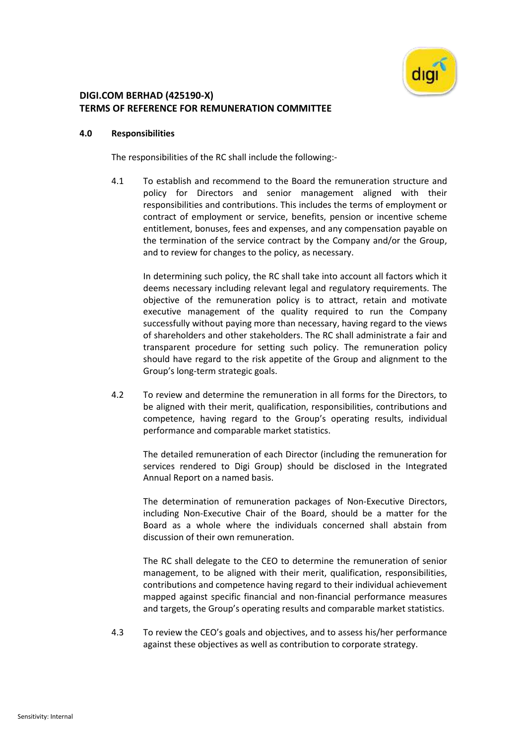**DIGI.COM BERHAD (425190-X)**
**TERMS OF REFERENCE FOR REMUNERATION COMMITTEE**

## 4.0 Responsibilities

The responsibilities of the RC shall include the following:-

4.1 To establish and recommend to the Board the remuneration structure and policy for Directors and senior management aligned with their responsibilities and contributions. This includes the terms of employment or contract of employment or service, benefits, pension or incentive scheme entitlement, bonuses, fees and expenses, and any compensation payable on the termination of the service contract by the Company and/or the Group, and to review for changes to the policy, as necessary.

In determining such policy, the RC shall take into account all factors which it deems necessary including relevant legal and regulatory requirements. The objective of the remuneration policy is to attract, retain and motivate executive management of the quality required to run the Company successfully without paying more than necessary, having regard to the views of shareholders and other stakeholders. The RC shall administrate a fair and transparent procedure for setting such policy. The remuneration policy should have regard to the risk appetite of the Group and alignment to the Group's long-term strategic goals.

4.2 To review and determine the remuneration in all forms for the Directors, to be aligned with their merit, qualification, responsibilities, contributions and competence, having regard to the Group's operating results, individual performance and comparable market statistics.

The detailed remuneration of each Director (including the remuneration for services rendered to Digi Group) should be disclosed in the Integrated Annual Report on a named basis.

The determination of remuneration packages of Non-Executive Directors, including Non-Executive Chair of the Board, should be a matter for the Board as a whole where the individuals concerned shall abstain from discussion of their own remuneration.

The RC shall delegate to the CEO to determine the remuneration of senior management, to be aligned with their merit, qualification, responsibilities, contributions and competence having regard to their individual achievement mapped against specific financial and non-financial performance measures and targets, the Group's operating results and comparable market statistics.

4.3 To review the CEO's goals and objectives, and to assess his/her performance against these objectives as well as contribution to corporate strategy.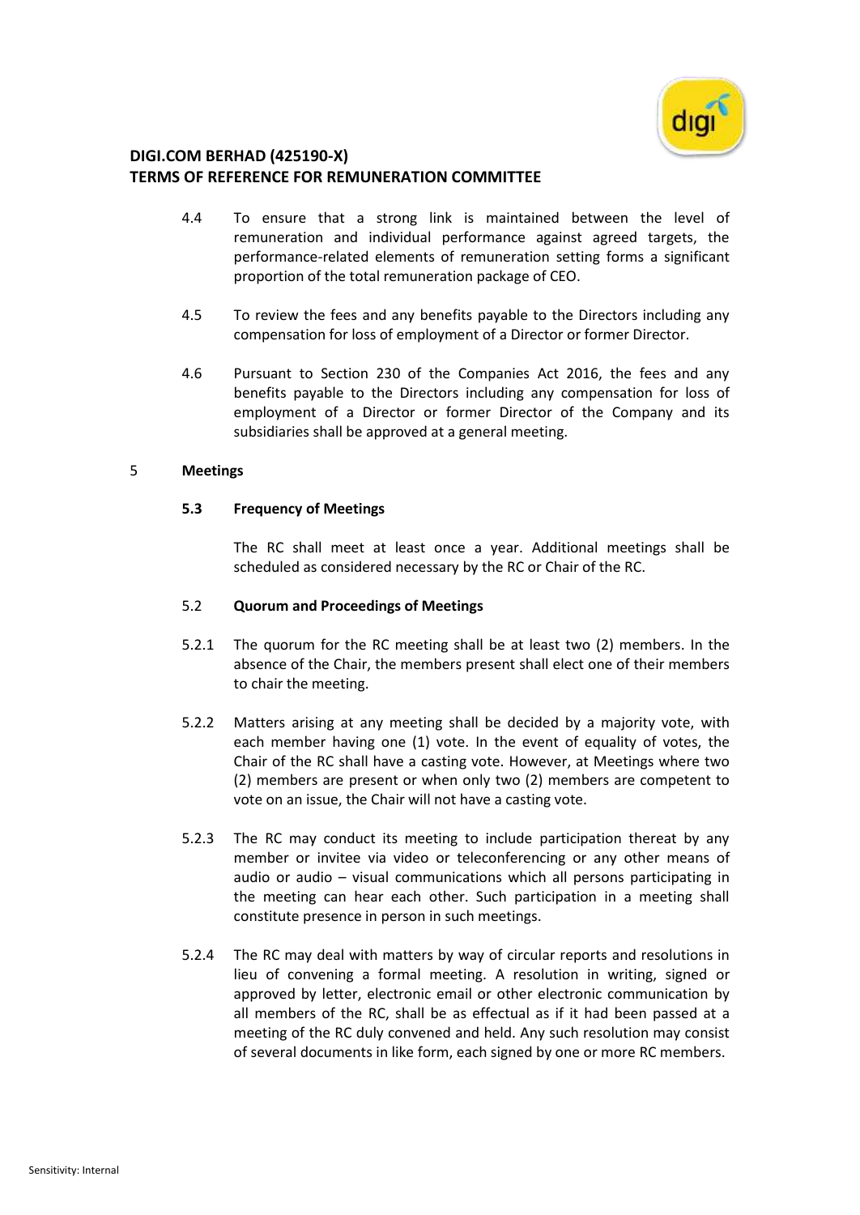4.4 To ensure that a strong link is maintained between the level of remuneration and individual performance against agreed targets, the performance-related elements of remuneration setting forms a significant proportion of the total remuneration package of CEO.

4.5 To review the fees and any benefits payable to the Directors including any compensation for loss of employment of a Director or former Director.

4.6 Pursuant to Section 230 of the Companies Act 2016, the fees and any benefits payable to the Directors including any compensation for loss of employment of a Director or former Director of the Company and its subsidiaries shall be approved at a general meeting.

## 5 Meetings

### 5.3 Frequency of Meetings

The RC shall meet at least once a year. Additional meetings shall be scheduled as considered necessary by the RC or Chair of the RC.

### 5.2 Quorum and Proceedings of Meetings

5.2.1 The quorum for the RC meeting shall be at least two (2) members. In the absence of the Chair, the members present shall elect one of their members to chair the meeting.

5.2.2 Matters arising at any meeting shall be decided by a majority vote, with each member having one (1) vote. In the event of equality of votes, the Chair of the RC shall have a casting vote. However, at Meetings where two (2) members are present or when only two (2) members are competent to vote on an issue, the Chair will not have a casting vote.

5.2.3 The RC may conduct its meeting to include participation thereat by any member or invitee via video or teleconferencing or any other means of audio or audio – visual communications which all persons participating in the meeting can hear each other. Such participation in a meeting shall constitute presence in person in such meetings.

5.2.4 The RC may deal with matters by way of circular reports and resolutions in lieu of convening a formal meeting. A resolution in writing, signed or approved by letter, electronic email or other electronic communication by all members of the RC, shall be as effectual as if it had been passed at a meeting of the RC duly convened and held. Any such resolution may consist of several documents in like form, each signed by one or more RC members.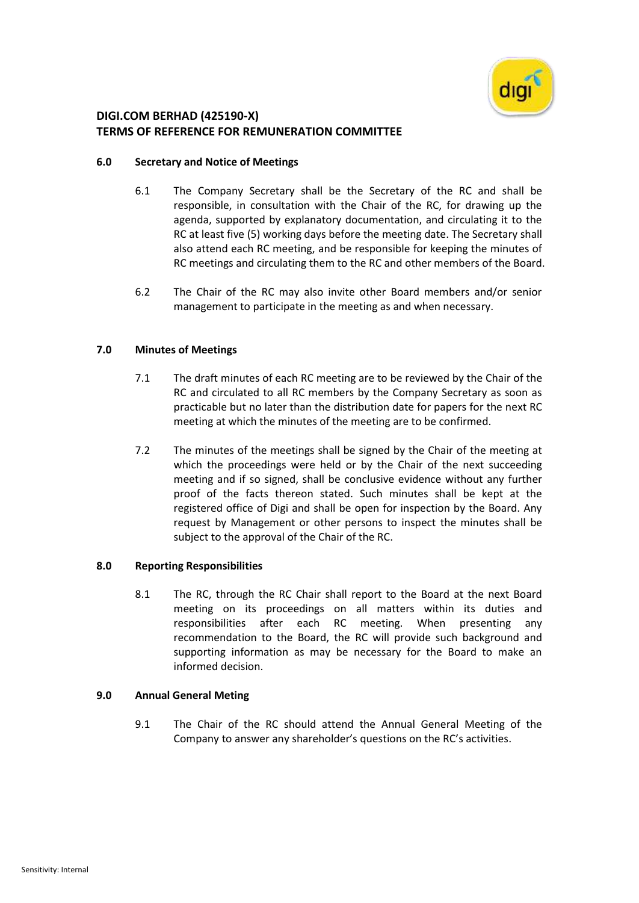**DIGI.COM BERHAD (425190-X)**
**TERMS OF REFERENCE FOR REMUNERATION COMMITTEE**

## 6.0 Secretary and Notice of Meetings

6.1 The Company Secretary shall be the Secretary of the RC and shall be responsible, in consultation with the Chair of the RC, for drawing up the agenda, supported by explanatory documentation, and circulating it to the RC at least five (5) working days before the meeting date. The Secretary shall also attend each RC meeting, and be responsible for keeping the minutes of RC meetings and circulating them to the RC and other members of the Board.

6.2 The Chair of the RC may also invite other Board members and/or senior management to participate in the meeting as and when necessary.

## 7.0 Minutes of Meetings

7.1 The draft minutes of each RC meeting are to be reviewed by the Chair of the RC and circulated to all RC members by the Company Secretary as soon as practicable but no later than the distribution date for papers for the next RC meeting at which the minutes of the meeting are to be confirmed.

7.2 The minutes of the meetings shall be signed by the Chair of the meeting at which the proceedings were held or by the Chair of the next succeeding meeting and if so signed, shall be conclusive evidence without any further proof of the facts thereon stated. Such minutes shall be kept at the registered office of Digi and shall be open for inspection by the Board. Any request by Management or other persons to inspect the minutes shall be subject to the approval of the Chair of the RC.

## 8.0 Reporting Responsibilities

8.1 The RC, through the RC Chair shall report to the Board at the next Board meeting on its proceedings on all matters within its duties and responsibilities after each RC meeting. When presenting any recommendation to the Board, the RC will provide such background and supporting information as may be necessary for the Board to make an informed decision.

## 9.0 Annual General Meting

9.1 The Chair of the RC should attend the Annual General Meeting of the Company to answer any shareholder's questions on the RC's activities.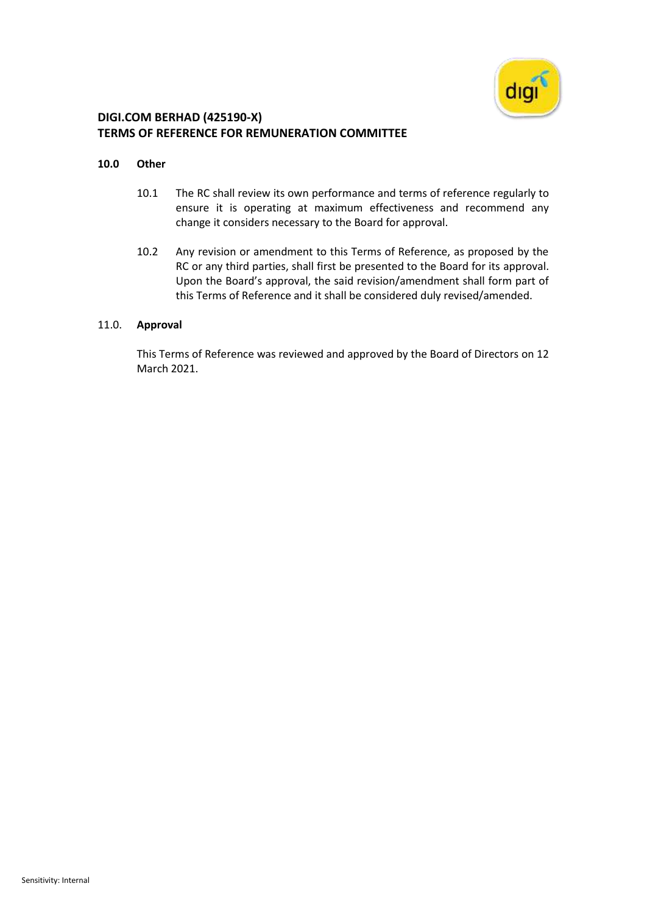**DIGI.COM BERHAD (425190-X)**
**TERMS OF REFERENCE FOR REMUNERATION COMMITTEE**

**10.0 Other**

10.1 The RC shall review its own performance and terms of reference regularly to ensure it is operating at maximum effectiveness and recommend any change it considers necessary to the Board for approval.

10.2 Any revision or amendment to this Terms of Reference, as proposed by the RC or any third parties, shall first be presented to the Board for its approval. Upon the Board's approval, the said revision/amendment shall form part of this Terms of Reference and it shall be considered duly revised/amended.

11.0. **Approval**

This Terms of Reference was reviewed and approved by the Board of Directors on 12 March 2021.